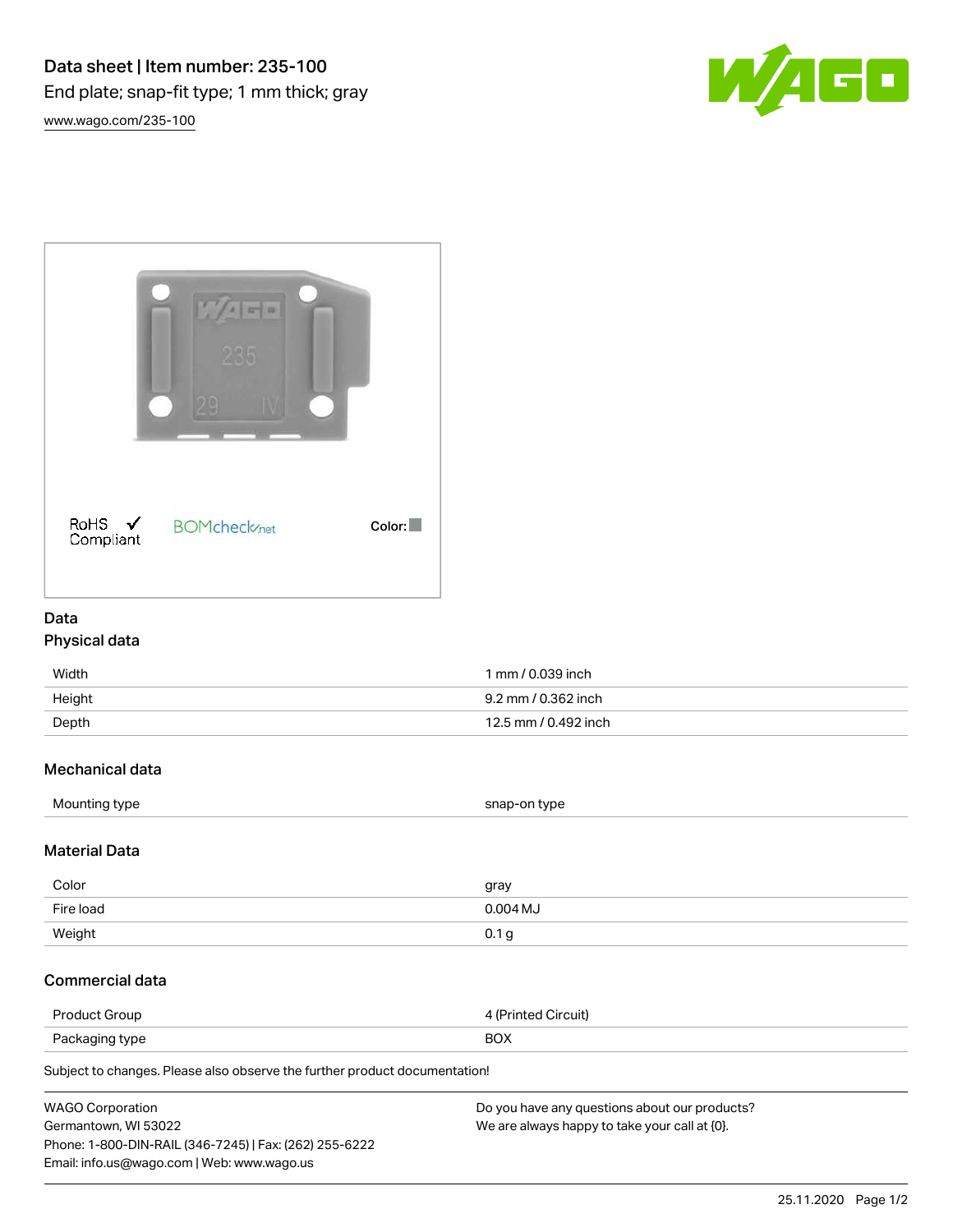# Data sheet | Item number: 235-100

End plate; snap-fit type; 1 mm thick; gray

www.wago.com/235-100

RoHS Compliant

Color:

## Data

### Physical data

| | |
|---|---|
| Width | 1 mm / 0.039 inch |
| Height | 9.2 mm / 0.362 inch |
| Depth | 12.5 mm / 0.492 inch |

### Mechanical data

| | |
|---|---|
| Mounting type | snap-on type |

### Material Data

| | |
|---|---|
| Color | gray |
| Fire load | 0.004 MJ |
| Weight | 0.1 g |

### Commercial data

| | |
|---|---|
| Product Group | 4 (Printed Circuit) |
| Packaging type | BOX |

Subject to changes. Please also observe the further product documentation!

WAGO Corporation
Germantown, WI 53022
Phone: 1-800-DIN-RAIL (346-7245) | Fax: (262) 255-6222
Email: info.us@wago.com | Web: www.wago.us

Do you have any questions about our products?
We are always happy to take your call at {0}.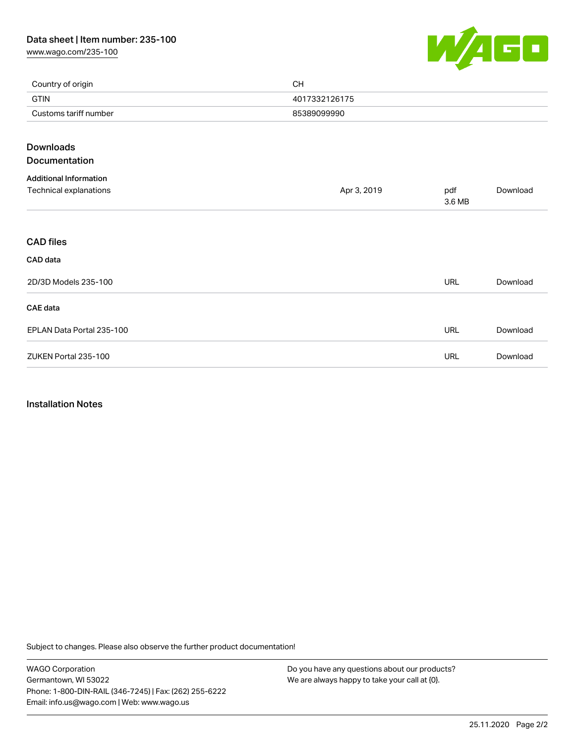| | |
|---|---|
| Country of origin | CH |
| GTIN | 4017332126175 |
| Customs tariff number | 85389099990 |

## Downloads

## Documentation

### Additional Information

| | | | |
|---|---|---|---|
| Technical explanations | Apr 3, 2019 | pdf 3.6 MB | Download |

## CAD files

### CAD data

| | | |
|---|---|---|
| 2D/3D Models 235-100 | URL | Download |

### CAE data

| | | |
|---|---|---|
| EPLAN Data Portal 235-100 | URL | Download |
| ZUKEN Portal 235-100 | URL | Download |

## Installation Notes

Subject to changes. Please also observe the further product documentation!

WAGO Corporation
Germantown, WI 53022
Phone: 1-800-DIN-RAIL (346-7245) | Fax: (262) 255-6222
Email: info.us@wago.com | Web: www.wago.us

Do you have any questions about our products?
We are always happy to take your call at {0}.